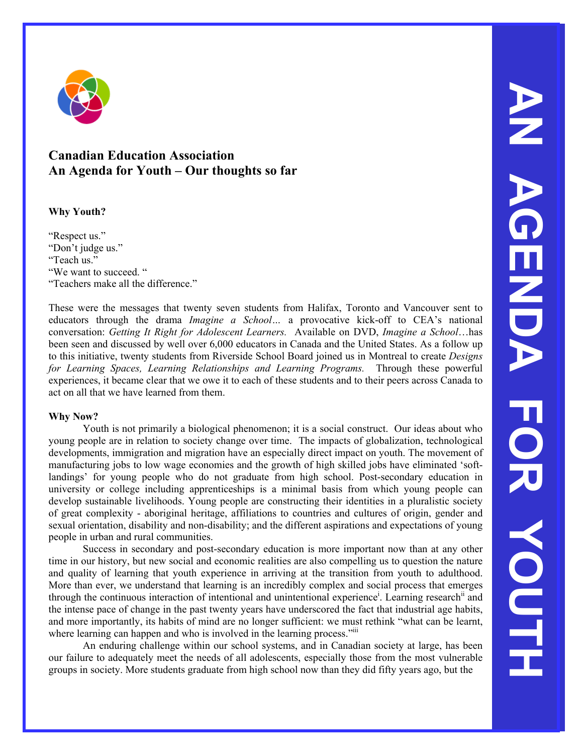# Canadian Education Association
## An Agenda for Youth – Our thoughts so far

### Why Youth?

"Respect us."
"Don't judge us."
"Teach us."
"We want to succeed. "
"Teachers make all the difference."

These were the messages that twenty seven students from Halifax, Toronto and Vancouver sent to educators through the drama *Imagine a School…* a provocative kick-off to CEA's national conversation: *Getting It Right for Adolescent Learners.* Available on DVD, *Imagine a School*…has been seen and discussed by well over 6,000 educators in Canada and the United States. As a follow up to this initiative, twenty students from Riverside School Board joined us in Montreal to create *Designs for Learning Spaces, Learning Relationships and Learning Programs.* Through these powerful experiences, it became clear that we owe it to each of these students and to their peers across Canada to act on all that we have learned from them.

### Why Now?

Youth is not primarily a biological phenomenon; it is a social construct. Our ideas about who young people are in relation to society change over time. The impacts of globalization, technological developments, immigration and migration have an especially direct impact on youth. The movement of manufacturing jobs to low wage economies and the growth of high skilled jobs have eliminated 'soft-landings' for young people who do not graduate from high school. Post-secondary education in university or college including apprenticeships is a minimal basis from which young people can develop sustainable livelihoods. Young people are constructing their identities in a pluralistic society of great complexity - aboriginal heritage, affiliations to countries and cultures of origin, gender and sexual orientation, disability and non-disability; and the different aspirations and expectations of young people in urban and rural communities.

Success in secondary and post-secondary education is more important now than at any other time in our history, but new social and economic realities are also compelling us to question the nature and quality of learning that youth experience in arriving at the transition from youth to adulthood. More than ever, we understand that learning is an incredibly complex and social process that emerges through the continuous interaction of intentional and unintentional experience[i]. Learning research[ii] and the intense pace of change in the past twenty years have underscored the fact that industrial age habits, and more importantly, its habits of mind are no longer sufficient: we must rethink "what can be learnt, where learning can happen and who is involved in the learning process."[iii]

An enduring challenge within our school systems, and in Canadian society at large, has been our failure to adequately meet the needs of all adolescents, especially those from the most vulnerable groups in society. More students graduate from high school now than they did fifty years ago, but the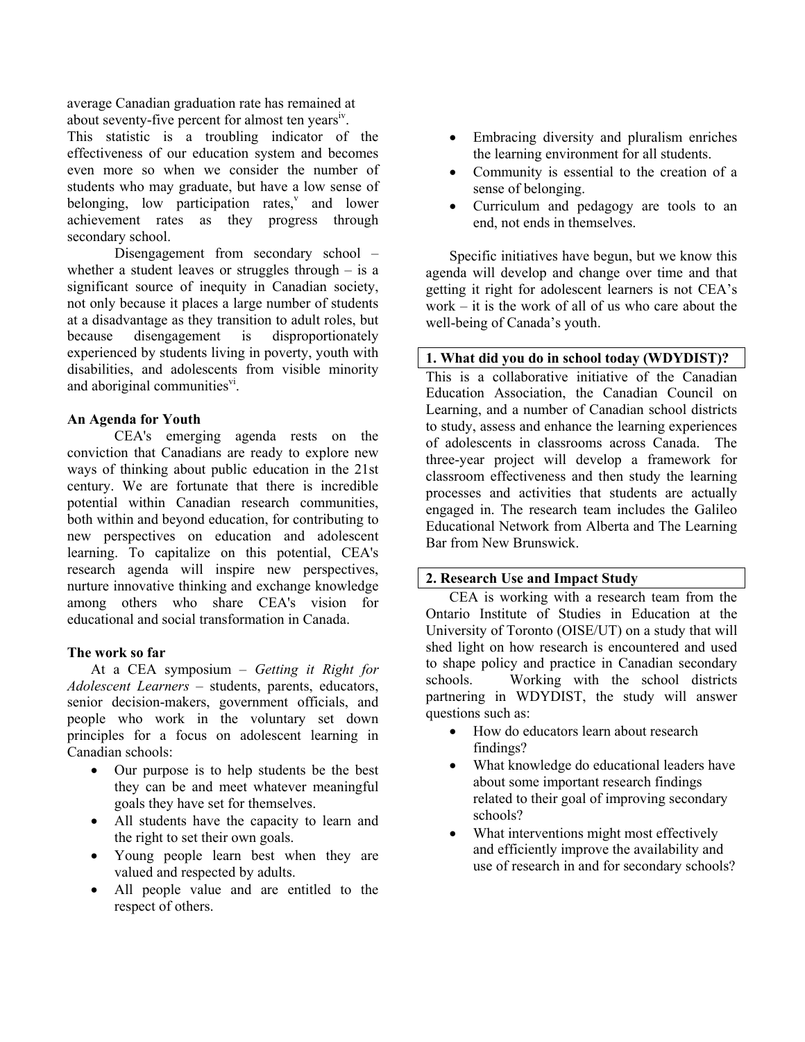average Canadian graduation rate has remained at about seventy-five percent for almost ten years[iv].

This statistic is a troubling indicator of the effectiveness of our education system and becomes even more so when we consider the number of students who may graduate, but have a low sense of belonging, low participation rates,[v] and lower achievement rates as they progress through secondary school.

Disengagement from secondary school – whether a student leaves or struggles through – is a significant source of inequity in Canadian society, not only because it places a large number of students at a disadvantage as they transition to adult roles, but because disengagement is disproportionately experienced by students living in poverty, youth with disabilities, and adolescents from visible minority and aboriginal communities[vi].

### An Agenda for Youth

CEA's emerging agenda rests on the conviction that Canadians are ready to explore new ways of thinking about public education in the 21st century. We are fortunate that there is incredible potential within Canadian research communities, both within and beyond education, for contributing to new perspectives on education and adolescent learning. To capitalize on this potential, CEA's research agenda will inspire new perspectives, nurture innovative thinking and exchange knowledge among others who share CEA's vision for educational and social transformation in Canada.

### The work so far

At a CEA symposium – *Getting it Right for Adolescent Learners* – students, parents, educators, senior decision-makers, government officials, and people who work in the voluntary set down principles for a focus on adolescent learning in Canadian schools:

- Our purpose is to help students be the best they can be and meet whatever meaningful goals they have set for themselves.
- All students have the capacity to learn and the right to set their own goals.
- Young people learn best when they are valued and respected by adults.
- All people value and are entitled to the respect of others.
- Embracing diversity and pluralism enriches the learning environment for all students.
- Community is essential to the creation of a sense of belonging.
- Curriculum and pedagogy are tools to an end, not ends in themselves.

Specific initiatives have begun, but we know this agenda will develop and change over time and that getting it right for adolescent learners is not CEA's work – it is the work of all of us who care about the well-being of Canada's youth.

### 1. What did you do in school today (WDYDIST)?

This is a collaborative initiative of the Canadian Education Association, the Canadian Council on Learning, and a number of Canadian school districts to study, assess and enhance the learning experiences of adolescents in classrooms across Canada. The three-year project will develop a framework for classroom effectiveness and then study the learning processes and activities that students are actually engaged in. The research team includes the Galileo Educational Network from Alberta and The Learning Bar from New Brunswick.

### 2. Research Use and Impact Study

CEA is working with a research team from the Ontario Institute of Studies in Education at the University of Toronto (OISE/UT) on a study that will shed light on how research is encountered and used to shape policy and practice in Canadian secondary schools. Working with the school districts partnering in WDYDIST, the study will answer questions such as:

- How do educators learn about research findings?
- What knowledge do educational leaders have about some important research findings related to their goal of improving secondary schools?
- What interventions might most effectively and efficiently improve the availability and use of research in and for secondary schools?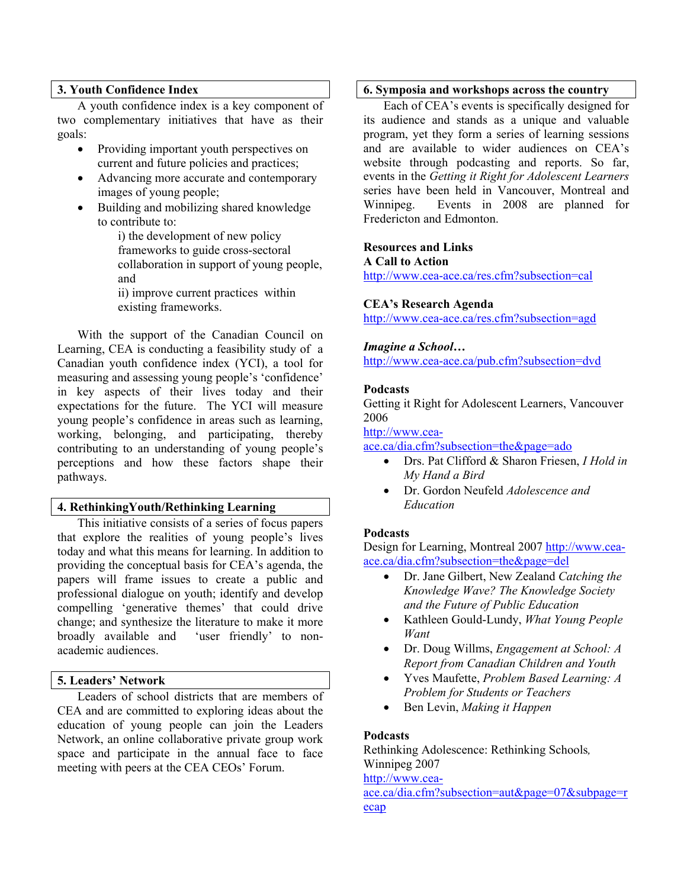## 3. Youth Confidence Index

A youth confidence index is a key component of two complementary initiatives that have as their goals:

- Providing important youth perspectives on current and future policies and practices;
- Advancing more accurate and contemporary images of young people;
- Building and mobilizing shared knowledge to contribute to:

  i) the development of new policy frameworks to guide cross-sectoral collaboration in support of young people, and

  ii) improve current practices within existing frameworks.

With the support of the Canadian Council on Learning, CEA is conducting a feasibility study of a Canadian youth confidence index (YCI), a tool for measuring and assessing young people's 'confidence' in key aspects of their lives today and their expectations for the future. The YCI will measure young people's confidence in areas such as learning, working, belonging, and participating, thereby contributing to an understanding of young people's perceptions and how these factors shape their pathways.

## 4. RethinkingYouth/Rethinking Learning

This initiative consists of a series of focus papers that explore the realities of young people's lives today and what this means for learning. In addition to providing the conceptual basis for CEA's agenda, the papers will frame issues to create a public and professional dialogue on youth; identify and develop compelling 'generative themes' that could drive change; and synthesize the literature to make it more broadly available and 'user friendly' to non-academic audiences.

## 5. Leaders' Network

Leaders of school districts that are members of CEA and are committed to exploring ideas about the education of young people can join the Leaders Network, an online collaborative private group work space and participate in the annual face to face meeting with peers at the CEA CEOs' Forum.

## 6. Symposia and workshops across the country

Each of CEA's events is specifically designed for its audience and stands as a unique and valuable program, yet they form a series of learning sessions and are available to wider audiences on CEA's website through podcasting and reports. So far, events in the *Getting it Right for Adolescent Learners* series have been held in Vancouver, Montreal and Winnipeg. Events in 2008 are planned for Fredericton and Edmonton.

**Resources and Links**

**A Call to Action**
http://www.cea-ace.ca/res.cfm?subsection=cal

**CEA's Research Agenda**
http://www.cea-ace.ca/res.cfm?subsection=agd

***Imagine a School…***
http://www.cea-ace.ca/pub.cfm?subsection=dvd

**Podcasts**
Getting it Right for Adolescent Learners, Vancouver 2006
http://www.cea-ace.ca/dia.cfm?subsection=the&page=ado

- Drs. Pat Clifford & Sharon Friesen, *I Hold in My Hand a Bird*
- Dr. Gordon Neufeld *Adolescence and Education*

**Podcasts**
Design for Learning, Montreal 2007 http://www.cea-ace.ca/dia.cfm?subsection=the&page=del

- Dr. Jane Gilbert, New Zealand *Catching the Knowledge Wave? The Knowledge Society and the Future of Public Education*
- Kathleen Gould-Lundy, *What Young People Want*
- Dr. Doug Willms, *Engagement at School: A Report from Canadian Children and Youth*
- Yves Maufette, *Problem Based Learning: A Problem for Students or Teachers*
- Ben Levin, *Making it Happen*

**Podcasts**
Rethinking Adolescence: Rethinking Schools, Winnipeg 2007
http://www.cea-ace.ca/dia.cfm?subsection=aut&page=07&subpage=recap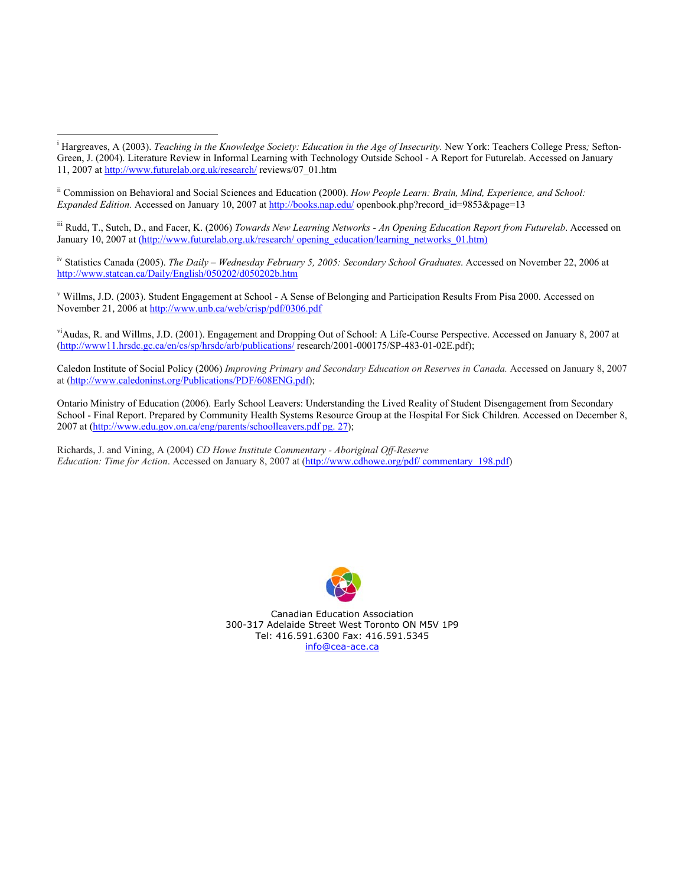[i] Hargreaves, A (2003). *Teaching in the Knowledge Society: Education in the Age of Insecurity.* New York: Teachers College Press; Sefton-Green, J. (2004). Literature Review in Informal Learning with Technology Outside School - A Report for Futurelab. Accessed on January 11, 2007 at http://www.futurelab.org.uk/research/ reviews/07_01.htm

[ii] Commission on Behavioral and Social Sciences and Education (2000). *How People Learn: Brain, Mind, Experience, and School: Expanded Edition.* Accessed on January 10, 2007 at http://books.nap.edu/ openbook.php?record_id=9853&page=13

[iii] Rudd, T., Sutch, D., and Facer, K. (2006) *Towards New Learning Networks - An Opening Education Report from Futurelab*. Accessed on January 10, 2007 at (http://www.futurelab.org.uk/research/ opening_education/learning_networks_01.htm)

[iv] Statistics Canada (2005). *The Daily – Wednesday February 5, 2005: Secondary School Graduates*. Accessed on November 22, 2006 at http://www.statcan.ca/Daily/English/050202/d050202b.htm

[v] Willms, J.D. (2003). Student Engagement at School - A Sense of Belonging and Participation Results From Pisa 2000. Accessed on November 21, 2006 at http://www.unb.ca/web/crisp/pdf/0306.pdf

[vi] Audas, R. and Willms, J.D. (2001). Engagement and Dropping Out of School: A Life-Course Perspective. Accessed on January 8, 2007 at (http://www11.hrsdc.gc.ca/en/cs/sp/hrsdc/arb/publications/ research/2001-000175/SP-483-01-02E.pdf);

Caledon Institute of Social Policy (2006) *Improving Primary and Secondary Education on Reserves in Canada.* Accessed on January 8, 2007 at (http://www.caledoninst.org/Publications/PDF/608ENG.pdf);

Ontario Ministry of Education (2006). Early School Leavers: Understanding the Lived Reality of Student Disengagement from Secondary School - Final Report. Prepared by Community Health Systems Resource Group at the Hospital For Sick Children. Accessed on December 8, 2007 at (http://www.edu.gov.on.ca/eng/parents/schoolleavers.pdf pg. 27);

Richards, J. and Vining, A (2004) *CD Howe Institute Commentary - Aboriginal Off-Reserve Education: Time for Action*. Accessed on January 8, 2007 at (http://www.cdhowe.org/pdf/ commentary_198.pdf)

Canadian Education Association
300-317 Adelaide Street West Toronto ON M5V 1P9
Tel: 416.591.6300 Fax: 416.591.5345
info@cea-ace.ca